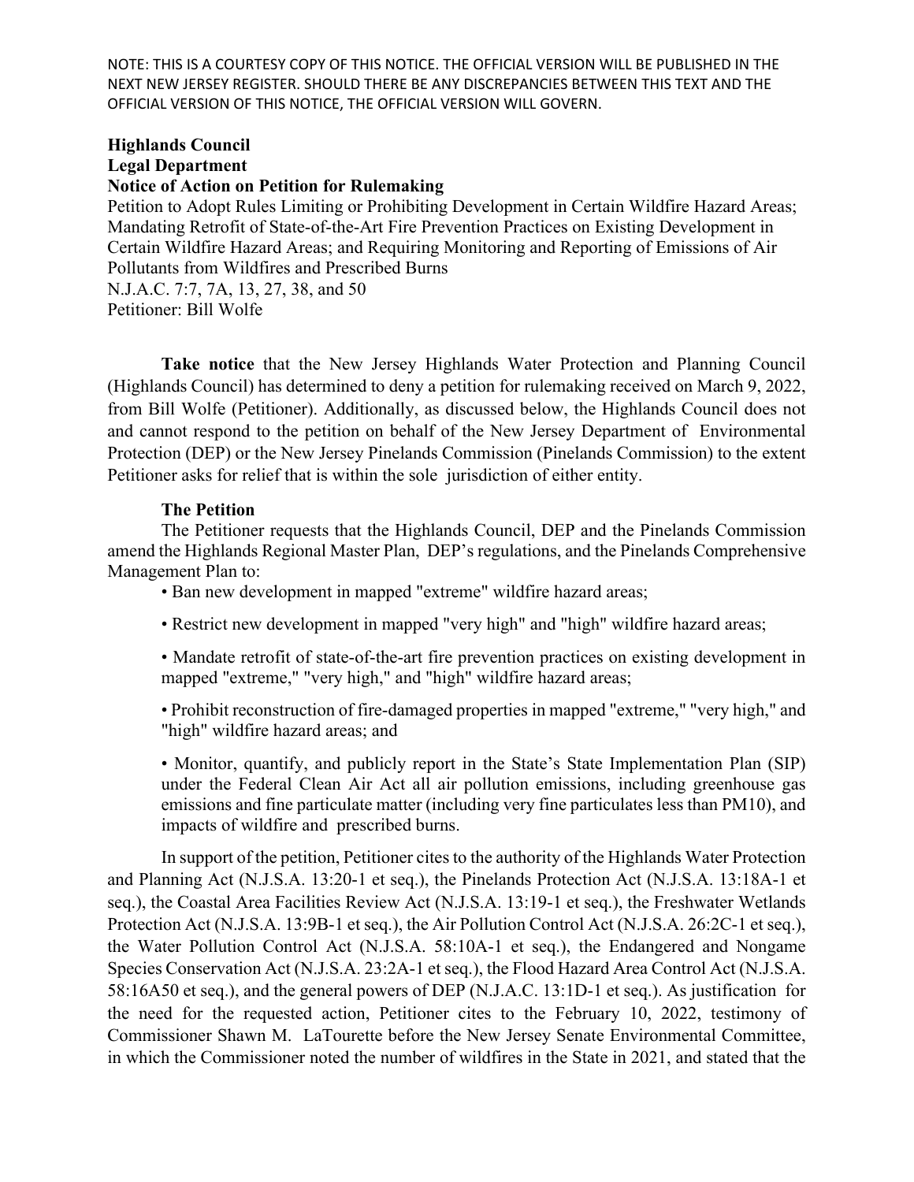NOTE: THIS IS A COURTESY COPY OF THIS NOTICE. THE OFFICIAL VERSION WILL BE PUBLISHED IN THE NEXT NEW JERSEY REGISTER. SHOULD THERE BE ANY DISCREPANCIES BETWEEN THIS TEXT AND THE OFFICIAL VERSION OF THIS NOTICE, THE OFFICIAL VERSION WILL GOVERN.

**Highlands Council**
**Legal Department**
**Notice of Action on Petition for Rulemaking**

Petition to Adopt Rules Limiting or Prohibiting Development in Certain Wildfire Hazard Areas; Mandating Retrofit of State-of-the-Art Fire Prevention Practices on Existing Development in Certain Wildfire Hazard Areas; and Requiring Monitoring and Reporting of Emissions of Air Pollutants from Wildfires and Prescribed Burns

N.J.A.C. 7:7, 7A, 13, 27, 38, and 50

Petitioner: Bill Wolfe

**Take notice** that the New Jersey Highlands Water Protection and Planning Council (Highlands Council) has determined to deny a petition for rulemaking received on March 9, 2022, from Bill Wolfe (Petitioner). Additionally, as discussed below, the Highlands Council does not and cannot respond to the petition on behalf of the New Jersey Department of Environmental Protection (DEP) or the New Jersey Pinelands Commission (Pinelands Commission) to the extent Petitioner asks for relief that is within the sole jurisdiction of either entity.

**The Petition**

The Petitioner requests that the Highlands Council, DEP and the Pinelands Commission amend the Highlands Regional Master Plan, DEP's regulations, and the Pinelands Comprehensive Management Plan to:

- Ban new development in mapped "extreme" wildfire hazard areas;
- Restrict new development in mapped "very high" and "high" wildfire hazard areas;
- Mandate retrofit of state-of-the-art fire prevention practices on existing development in mapped "extreme," "very high," and "high" wildfire hazard areas;
- Prohibit reconstruction of fire-damaged properties in mapped "extreme," "very high," and "high" wildfire hazard areas; and
- Monitor, quantify, and publicly report in the State's State Implementation Plan (SIP) under the Federal Clean Air Act all air pollution emissions, including greenhouse gas emissions and fine particulate matter (including very fine particulates less than PM10), and impacts of wildfire and prescribed burns.

In support of the petition, Petitioner cites to the authority of the Highlands Water Protection and Planning Act (N.J.S.A. 13:20-1 et seq.), the Pinelands Protection Act (N.J.S.A. 13:18A-1 et seq.), the Coastal Area Facilities Review Act (N.J.S.A. 13:19-1 et seq.), the Freshwater Wetlands Protection Act (N.J.S.A. 13:9B-1 et seq.), the Air Pollution Control Act (N.J.S.A. 26:2C-1 et seq.), the Water Pollution Control Act (N.J.S.A. 58:10A-1 et seq.), the Endangered and Nongame Species Conservation Act (N.J.S.A. 23:2A-1 et seq.), the Flood Hazard Area Control Act (N.J.S.A. 58:16A50 et seq.), and the general powers of DEP (N.J.A.C. 13:1D-1 et seq.). As justification for the need for the requested action, Petitioner cites to the February 10, 2022, testimony of Commissioner Shawn M. LaTourette before the New Jersey Senate Environmental Committee, in which the Commissioner noted the number of wildfires in the State in 2021, and stated that the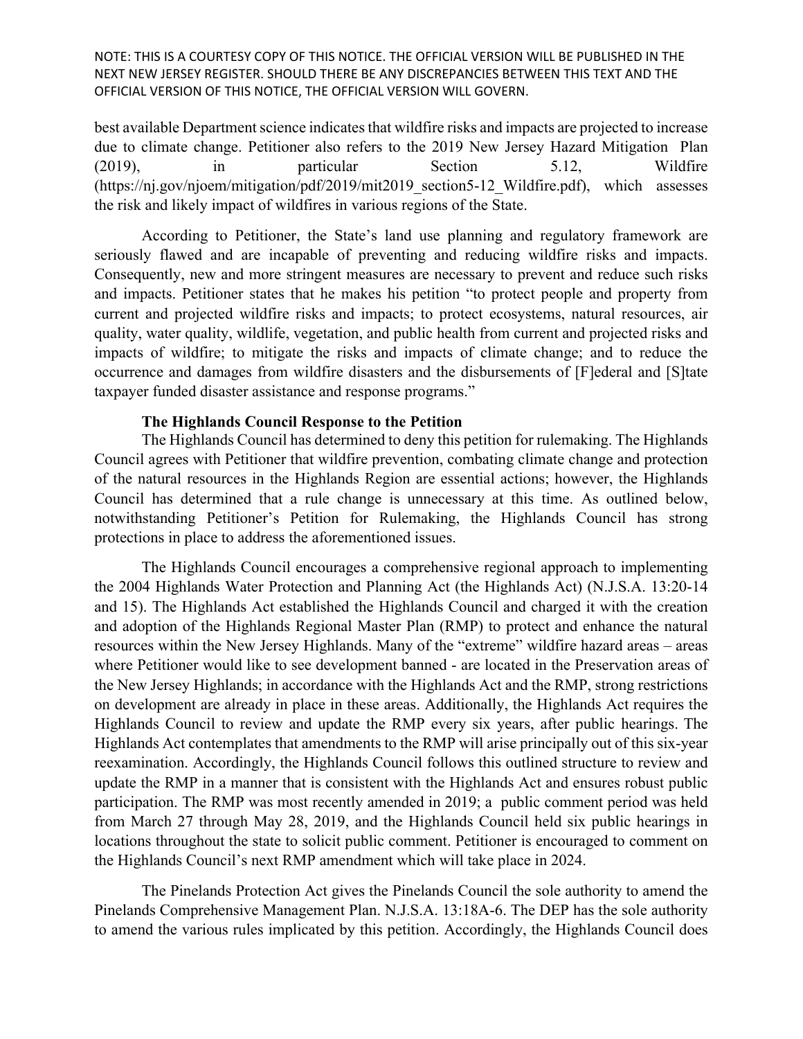NOTE: THIS IS A COURTESY COPY OF THIS NOTICE. THE OFFICIAL VERSION WILL BE PUBLISHED IN THE NEXT NEW JERSEY REGISTER. SHOULD THERE BE ANY DISCREPANCIES BETWEEN THIS TEXT AND THE OFFICIAL VERSION OF THIS NOTICE, THE OFFICIAL VERSION WILL GOVERN.

best available Department science indicates that wildfire risks and impacts are projected to increase due to climate change. Petitioner also refers to the 2019 New Jersey Hazard Mitigation Plan (2019), in particular Section 5.12, Wildfire (https://nj.gov/njoem/mitigation/pdf/2019/mit2019_section5-12_Wildfire.pdf), which assesses the risk and likely impact of wildfires in various regions of the State.

According to Petitioner, the State's land use planning and regulatory framework are seriously flawed and are incapable of preventing and reducing wildfire risks and impacts. Consequently, new and more stringent measures are necessary to prevent and reduce such risks and impacts. Petitioner states that he makes his petition "to protect people and property from current and projected wildfire risks and impacts; to protect ecosystems, natural resources, air quality, water quality, wildlife, vegetation, and public health from current and projected risks and impacts of wildfire; to mitigate the risks and impacts of climate change; and to reduce the occurrence and damages from wildfire disasters and the disbursements of [F]ederal and [S]tate taxpayer funded disaster assistance and response programs."

**The Highlands Council Response to the Petition**

The Highlands Council has determined to deny this petition for rulemaking. The Highlands Council agrees with Petitioner that wildfire prevention, combating climate change and protection of the natural resources in the Highlands Region are essential actions; however, the Highlands Council has determined that a rule change is unnecessary at this time. As outlined below, notwithstanding Petitioner's Petition for Rulemaking, the Highlands Council has strong protections in place to address the aforementioned issues.

The Highlands Council encourages a comprehensive regional approach to implementing the 2004 Highlands Water Protection and Planning Act (the Highlands Act) (N.J.S.A. 13:20-14 and 15). The Highlands Act established the Highlands Council and charged it with the creation and adoption of the Highlands Regional Master Plan (RMP) to protect and enhance the natural resources within the New Jersey Highlands. Many of the "extreme" wildfire hazard areas – areas where Petitioner would like to see development banned - are located in the Preservation areas of the New Jersey Highlands; in accordance with the Highlands Act and the RMP, strong restrictions on development are already in place in these areas. Additionally, the Highlands Act requires the Highlands Council to review and update the RMP every six years, after public hearings. The Highlands Act contemplates that amendments to the RMP will arise principally out of this six-year reexamination. Accordingly, the Highlands Council follows this outlined structure to review and update the RMP in a manner that is consistent with the Highlands Act and ensures robust public participation. The RMP was most recently amended in 2019; a public comment period was held from March 27 through May 28, 2019, and the Highlands Council held six public hearings in locations throughout the state to solicit public comment. Petitioner is encouraged to comment on the Highlands Council's next RMP amendment which will take place in 2024.

The Pinelands Protection Act gives the Pinelands Council the sole authority to amend the Pinelands Comprehensive Management Plan. N.J.S.A. 13:18A-6. The DEP has the sole authority to amend the various rules implicated by this petition. Accordingly, the Highlands Council does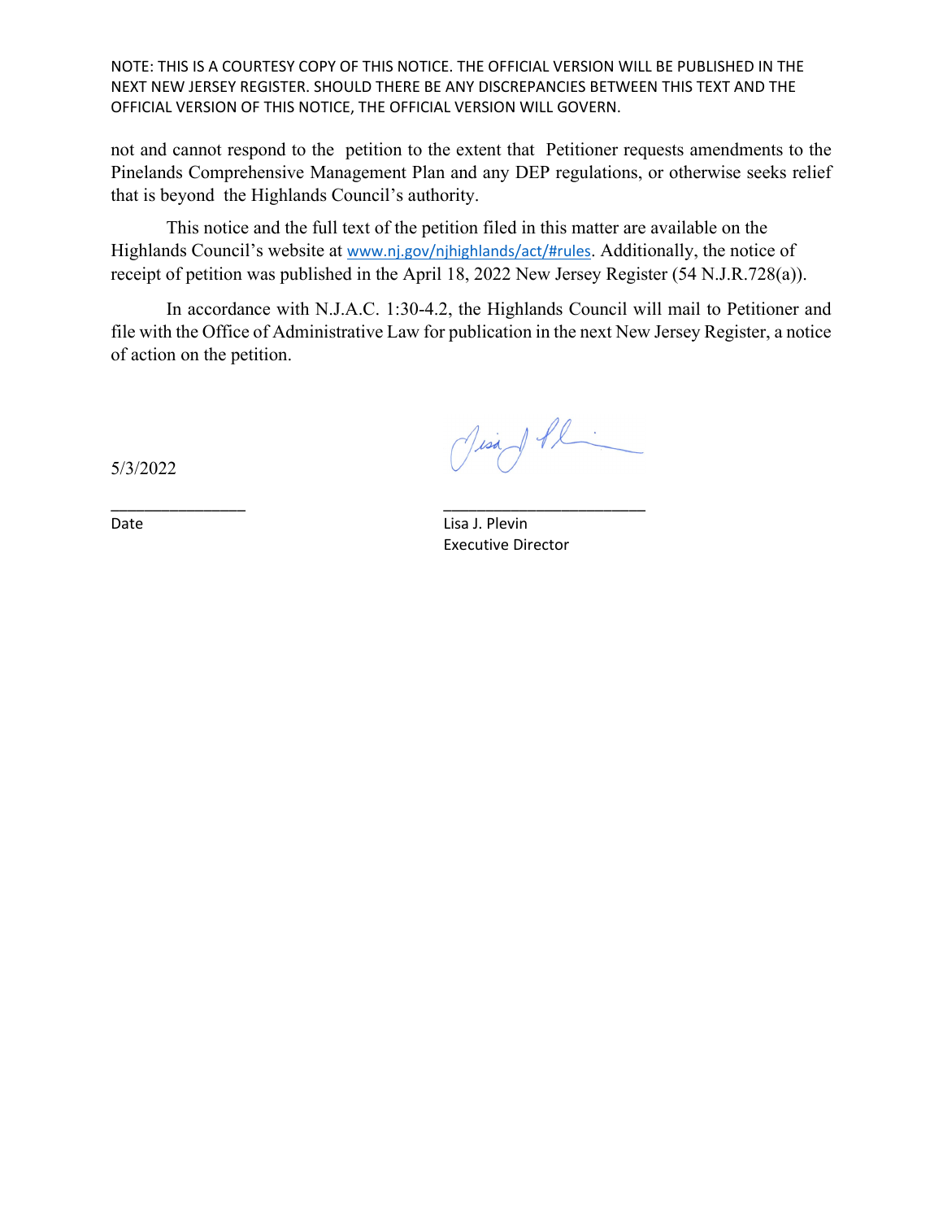NOTE: THIS IS A COURTESY COPY OF THIS NOTICE. THE OFFICIAL VERSION WILL BE PUBLISHED IN THE NEXT NEW JERSEY REGISTER. SHOULD THERE BE ANY DISCREPANCIES BETWEEN THIS TEXT AND THE OFFICIAL VERSION OF THIS NOTICE, THE OFFICIAL VERSION WILL GOVERN.

not and cannot respond to the petition to the extent that Petitioner requests amendments to the Pinelands Comprehensive Management Plan and any DEP regulations, or otherwise seeks relief that is beyond the Highlands Council's authority.

This notice and the full text of the petition filed in this matter are available on the Highlands Council's website at www.nj.gov/njhighlands/act/#rules. Additionally, the notice of receipt of petition was published in the April 18, 2022 New Jersey Register (54 N.J.R.728(a)).

In accordance with N.J.A.C. 1:30-4.2, the Highlands Council will mail to Petitioner and file with the Office of Administrative Law for publication in the next New Jersey Register, a notice of action on the petition.

5/3/2022

_______________ Date

_______________________ Lisa J. Plevin
Executive Director